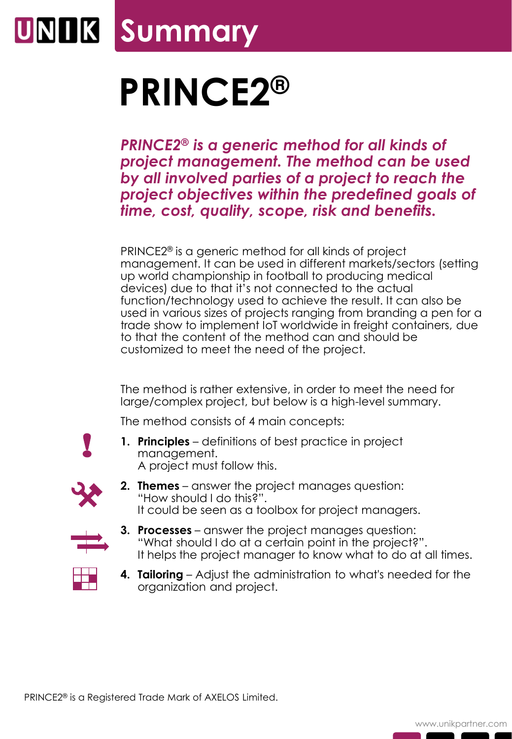# Summary

# PRINCE2®

***PRINCE2® is a generic method for all kinds of project management. The method can be used by all involved parties of a project to reach the project objectives within the predefined goals of time, cost, quality, scope, risk and benefits.***

PRINCE2® is a generic method for all kinds of project management. It can be used in different markets/sectors (setting up world championship in football to producing medical devices) due to that it's not connected to the actual function/technology used to achieve the result. It can also be used in various sizes of projects ranging from branding a pen for a trade show to implement IoT worldwide in freight containers, due to that the content of the method can and should be customized to meet the need of the project.

The method is rather extensive, in order to meet the need for large/complex project, but below is a high-level summary.

The method consists of 4 main concepts:

1. **Principles** – definitions of best practice in project management.
   A project must follow this.
2. **Themes** – answer the project manages question: "How should I do this?".
   It could be seen as a toolbox for project managers.
3. **Processes** – answer the project manages question: "What should I do at a certain point in the project?".
   It helps the project manager to know what to do at all times.
4. **Tailoring** – Adjust the administration to what's needed for the organization and project.

PRINCE2® is a Registered Trade Mark of AXELOS Limited.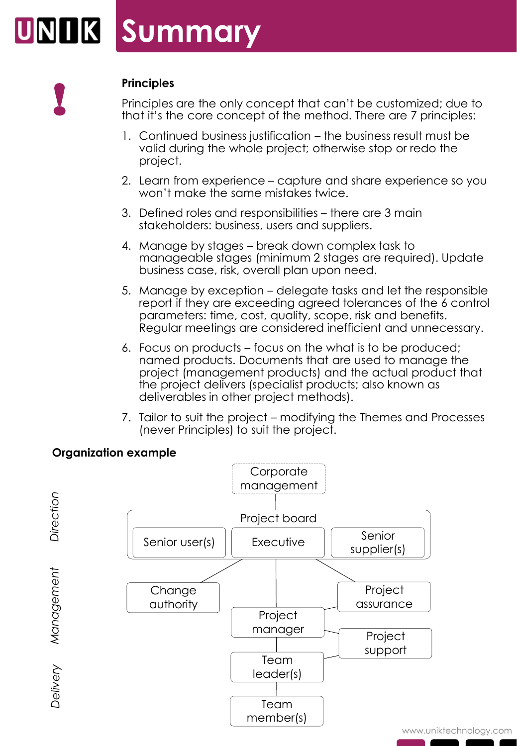# Summary

**Principles**

Principles are the only concept that can't be customized; due to that it's the core concept of the method. There are 7 principles:

1. Continued business justification – the business result must be valid during the whole project; otherwise stop or redo the project.
2. Learn from experience – capture and share experience so you won't make the same mistakes twice.
3. Defined roles and responsibilities – there are 3 main stakeholders: business, users and suppliers.
4. Manage by stages – break down complex task to manageable stages (minimum 2 stages are required). Update business case, risk, overall plan upon need.
5. Manage by exception – delegate tasks and let the responsible report if they are exceeding agreed tolerances of the 6 control parameters: time, cost, quality, scope, risk and benefits. Regular meetings are considered inefficient and unnecessary.
6. Focus on products – focus on the what is to be produced; named products. Documents that are used to manage the project (management products) and the actual product that the project delivers (specialist products; also known as deliverables in other project methods).
7. Tailor to suit the project – modifying the Themes and Processes (never Principles) to suit the project.

**Organization example**

*Direction*
- Corporate management
- Project board
  - Senior user(s)
  - Executive
  - Senior supplier(s)

*Management*
- Change authority
- Project assurance
- Project manager
- Project support

*Delivery*
- Team leader(s)
- Team member(s)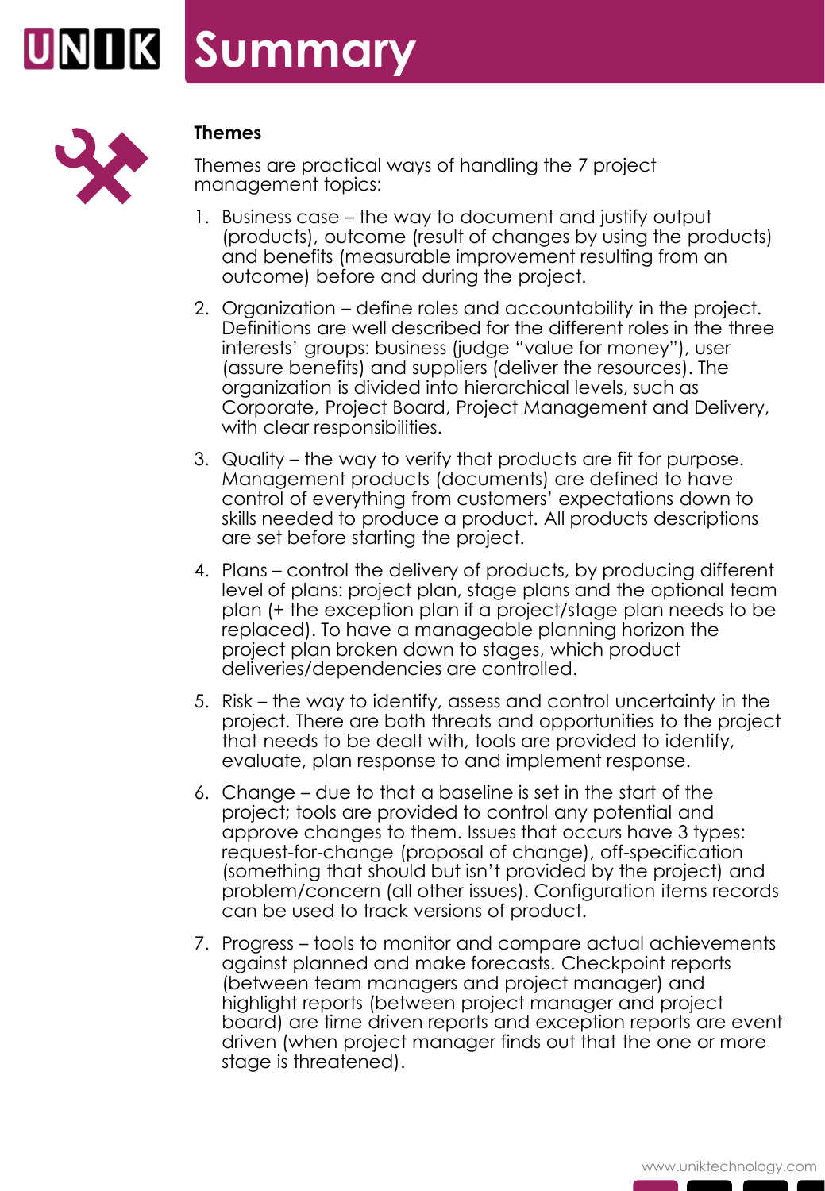# Summary

### Themes

Themes are practical ways of handling the 7 project management topics:

1. Business case – the way to document and justify output (products), outcome (result of changes by using the products) and benefits (measurable improvement resulting from an outcome) before and during the project.
2. Organization – define roles and accountability in the project. Definitions are well described for the different roles in the three interests' groups: business (judge "value for money"), user (assure benefits) and suppliers (deliver the resources). The organization is divided into hierarchical levels, such as Corporate, Project Board, Project Management and Delivery, with clear responsibilities.
3. Quality – the way to verify that products are fit for purpose. Management products (documents) are defined to have control of everything from customers' expectations down to skills needed to produce a product. All products descriptions are set before starting the project.
4. Plans – control the delivery of products, by producing different level of plans: project plan, stage plans and the optional team plan (+ the exception plan if a project/stage plan needs to be replaced). To have a manageable planning horizon the project plan broken down to stages, which product deliveries/dependencies are controlled.
5. Risk – the way to identify, assess and control uncertainty in the project. There are both threats and opportunities to the project that needs to be dealt with, tools are provided to identify, evaluate, plan response to and implement response.
6. Change – due to that a baseline is set in the start of the project; tools are provided to control any potential and approve changes to them. Issues that occurs have 3 types: request-for-change (proposal of change), off-specification (something that should but isn't provided by the project) and problem/concern (all other issues). Configuration items records can be used to track versions of product.
7. Progress – tools to monitor and compare actual achievements against planned and make forecasts. Checkpoint reports (between team managers and project manager) and highlight reports (between project manager and project board) are time driven reports and exception reports are event driven (when project manager finds out that the one or more stage is threatened).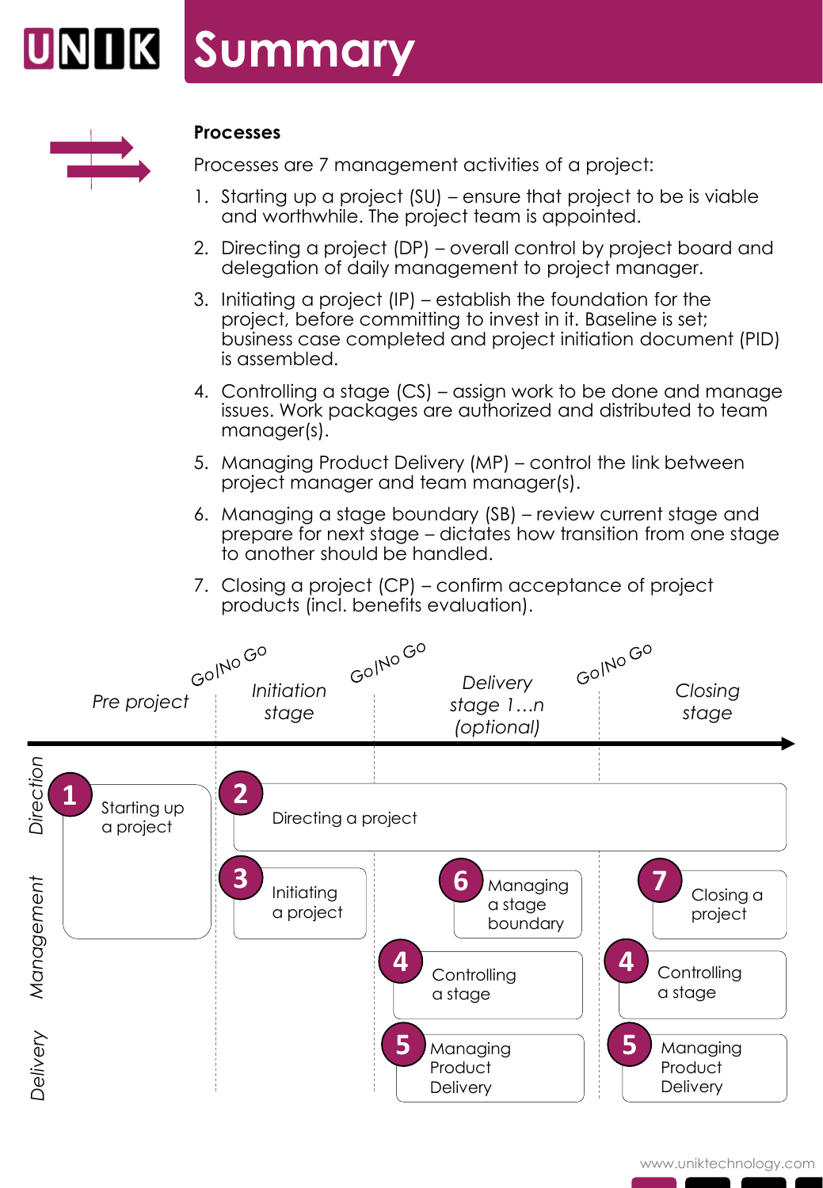# Summary

### Processes

Processes are 7 management activities of a project:

1. Starting up a project (SU) – ensure that project to be is viable and worthwhile. The project team is appointed.
2. Directing a project (DP) – overall control by project board and delegation of daily management to project manager.
3. Initiating a project (IP) – establish the foundation for the project, before committing to invest in it. Baseline is set; business case completed and project initiation document (PID) is assembled.
4. Controlling a stage (CS) – assign work to be done and manage issues. Work packages are authorized and distributed to team manager(s).
5. Managing Product Delivery (MP) – control the link between project manager and team manager(s).
6. Managing a stage boundary (SB) – review current stage and prepare for next stage – dictates how transition from one stage to another should be handled.
7. Closing a project (CP) – confirm acceptance of project products (incl. benefits evaluation).

| | Pre project | Go/No Go → Initiation stage | Go/No Go → Delivery stage 1…n (optional) | Go/No Go → Closing stage |
|---|---|---|---|---|
| *Direction* | 1 Starting up a project | 2 Directing a project | | |
| *Management* | | 3 Initiating a project | 6 Managing a stage boundary; 4 Controlling a stage | 7 Closing a project; 4 Controlling a stage |
| *Delivery* | | | 5 Managing Product Delivery | 5 Managing Product Delivery |

www.uniktechnology.com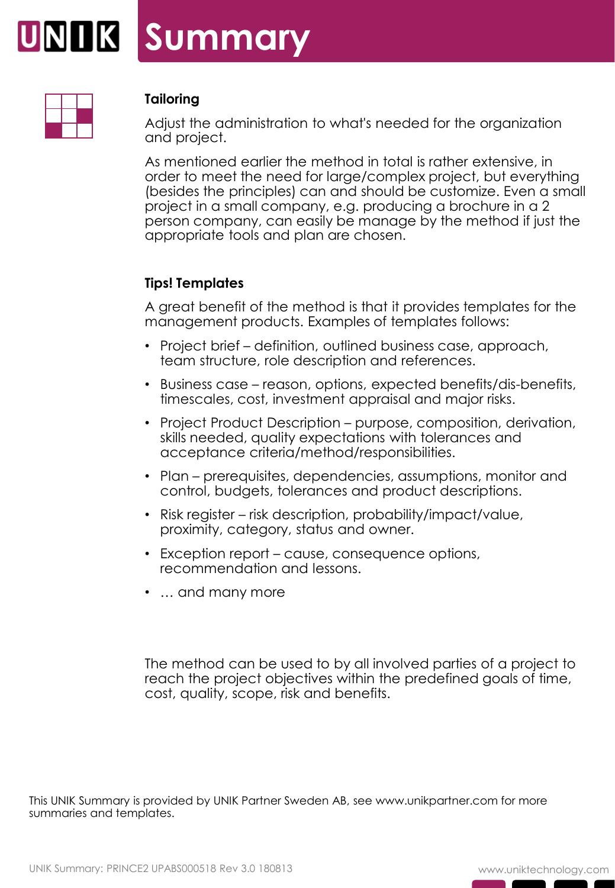# Summary

### Tailoring

Adjust the administration to what's needed for the organization and project.

As mentioned earlier the method in total is rather extensive, in order to meet the need for large/complex project, but everything (besides the principles) can and should be customize. Even a small project in a small company, e.g. producing a brochure in a 2 person company, can easily be manage by the method if just the appropriate tools and plan are chosen.

### Tips! Templates

A great benefit of the method is that it provides templates for the management products. Examples of templates follows:

- Project brief – definition, outlined business case, approach, team structure, role description and references.
- Business case – reason, options, expected benefits/dis-benefits, timescales, cost, investment appraisal and major risks.
- Project Product Description – purpose, composition, derivation, skills needed, quality expectations with tolerances and acceptance criteria/method/responsibilities.
- Plan – prerequisites, dependencies, assumptions, monitor and control, budgets, tolerances and product descriptions.
- Risk register – risk description, probability/impact/value, proximity, category, status and owner.
- Exception report – cause, consequence options, recommendation and lessons.
- … and many more

The method can be used to by all involved parties of a project to reach the project objectives within the predefined goals of time, cost, quality, scope, risk and benefits.

This UNIK Summary is provided by UNIK Partner Sweden AB, see www.unikpartner.com for more summaries and templates.